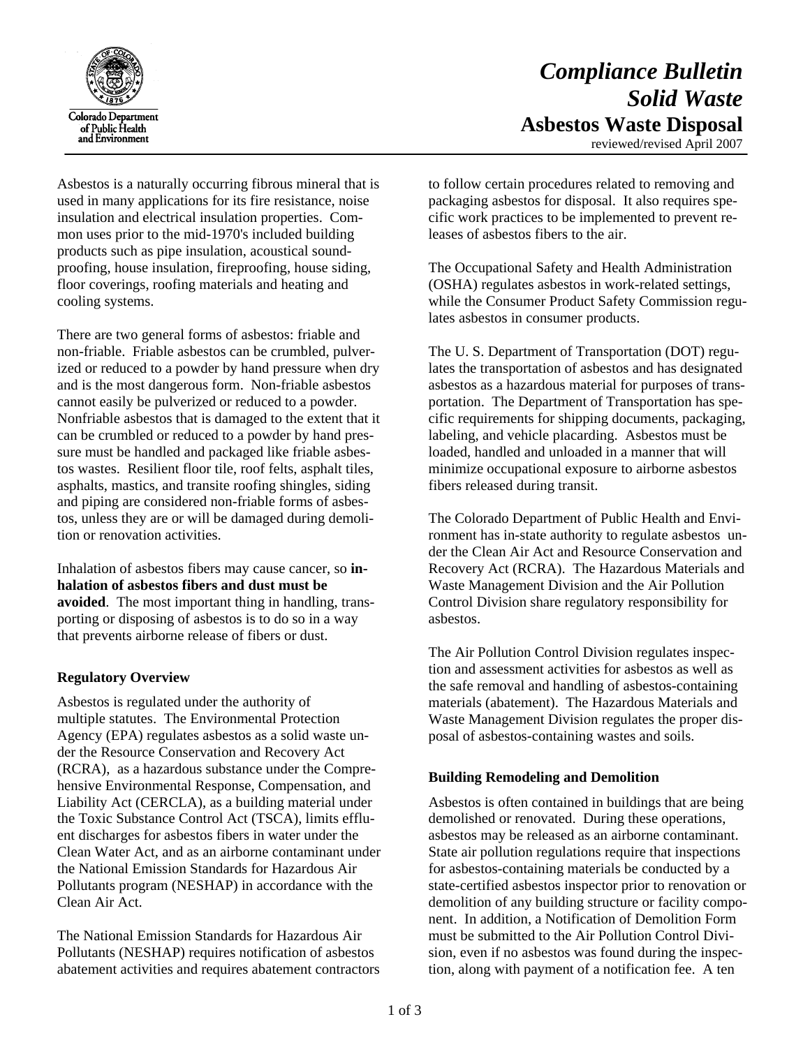Colorado Department of Public Health and Environment

# *Compliance Bulletin*
# *Solid Waste*
## Asbestos Waste Disposal

reviewed/revised April 2007

Asbestos is a naturally occurring fibrous mineral that is used in many applications for its fire resistance, noise insulation and electrical insulation properties. Common uses prior to the mid-1970's included building products such as pipe insulation, acoustical soundproofing, house insulation, fireproofing, house siding, floor coverings, roofing materials and heating and cooling systems.

There are two general forms of asbestos: friable and non-friable. Friable asbestos can be crumbled, pulverized or reduced to a powder by hand pressure when dry and is the most dangerous form. Non-friable asbestos cannot easily be pulverized or reduced to a powder. Nonfriable asbestos that is damaged to the extent that it can be crumbled or reduced to a powder by hand pressure must be handled and packaged like friable asbestos wastes. Resilient floor tile, roof felts, asphalt tiles, asphalts, mastics, and transite roofing shingles, siding and piping are considered non-friable forms of asbestos, unless they are or will be damaged during demolition or renovation activities.

Inhalation of asbestos fibers may cause cancer, so **inhalation of asbestos fibers and dust must be avoided**. The most important thing in handling, transporting or disposing of asbestos is to do so in a way that prevents airborne release of fibers or dust.

### Regulatory Overview

Asbestos is regulated under the authority of multiple statutes. The Environmental Protection Agency (EPA) regulates asbestos as a solid waste under the Resource Conservation and Recovery Act (RCRA), as a hazardous substance under the Comprehensive Environmental Response, Compensation, and Liability Act (CERCLA), as a building material under the Toxic Substance Control Act (TSCA), limits effluent discharges for asbestos fibers in water under the Clean Water Act, and as an airborne contaminant under the National Emission Standards for Hazardous Air Pollutants program (NESHAP) in accordance with the Clean Air Act.

The National Emission Standards for Hazardous Air Pollutants (NESHAP) requires notification of asbestos abatement activities and requires abatement contractors to follow certain procedures related to removing and packaging asbestos for disposal. It also requires specific work practices to be implemented to prevent releases of asbestos fibers to the air.

The Occupational Safety and Health Administration (OSHA) regulates asbestos in work-related settings, while the Consumer Product Safety Commission regulates asbestos in consumer products.

The U. S. Department of Transportation (DOT) regulates the transportation of asbestos and has designated asbestos as a hazardous material for purposes of transportation. The Department of Transportation has specific requirements for shipping documents, packaging, labeling, and vehicle placarding. Asbestos must be loaded, handled and unloaded in a manner that will minimize occupational exposure to airborne asbestos fibers released during transit.

The Colorado Department of Public Health and Environment has in-state authority to regulate asbestos under the Clean Air Act and Resource Conservation and Recovery Act (RCRA). The Hazardous Materials and Waste Management Division and the Air Pollution Control Division share regulatory responsibility for asbestos.

The Air Pollution Control Division regulates inspection and assessment activities for asbestos as well as the safe removal and handling of asbestos-containing materials (abatement). The Hazardous Materials and Waste Management Division regulates the proper disposal of asbestos-containing wastes and soils.

### Building Remodeling and Demolition

Asbestos is often contained in buildings that are being demolished or renovated. During these operations, asbestos may be released as an airborne contaminant. State air pollution regulations require that inspections for asbestos-containing materials be conducted by a state-certified asbestos inspector prior to renovation or demolition of any building structure or facility component. In addition, a Notification of Demolition Form must be submitted to the Air Pollution Control Division, even if no asbestos was found during the inspection, along with payment of a notification fee. A ten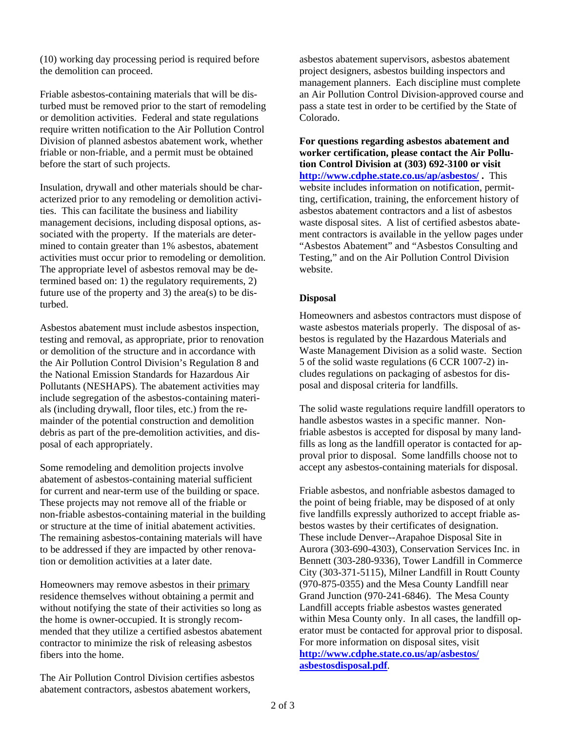(10) working day processing period is required before the demolition can proceed.

Friable asbestos-containing materials that will be disturbed must be removed prior to the start of remodeling or demolition activities. Federal and state regulations require written notification to the Air Pollution Control Division of planned asbestos abatement work, whether friable or non-friable, and a permit must be obtained before the start of such projects.

Insulation, drywall and other materials should be characterized prior to any remodeling or demolition activities. This can facilitate the business and liability management decisions, including disposal options, associated with the property. If the materials are determined to contain greater than 1% asbestos, abatement activities must occur prior to remodeling or demolition. The appropriate level of asbestos removal may be determined based on: 1) the regulatory requirements, 2) future use of the property and 3) the area(s) to be disturbed.

Asbestos abatement must include asbestos inspection, testing and removal, as appropriate, prior to renovation or demolition of the structure and in accordance with the Air Pollution Control Division's Regulation 8 and the National Emission Standards for Hazardous Air Pollutants (NESHAPS). The abatement activities may include segregation of the asbestos-containing materials (including drywall, floor tiles, etc.) from the remainder of the potential construction and demolition debris as part of the pre-demolition activities, and disposal of each appropriately.

Some remodeling and demolition projects involve abatement of asbestos-containing material sufficient for current and near-term use of the building or space. These projects may not remove all of the friable or non-friable asbestos-containing material in the building or structure at the time of initial abatement activities. The remaining asbestos-containing materials will have to be addressed if they are impacted by other renovation or demolition activities at a later date.

Homeowners may remove asbestos in their primary residence themselves without obtaining a permit and without notifying the state of their activities so long as the home is owner-occupied. It is strongly recommended that they utilize a certified asbestos abatement contractor to minimize the risk of releasing asbestos fibers into the home.

The Air Pollution Control Division certifies asbestos abatement contractors, asbestos abatement workers, asbestos abatement supervisors, asbestos abatement project designers, asbestos building inspectors and management planners. Each discipline must complete an Air Pollution Control Division-approved course and pass a state test in order to be certified by the State of Colorado.

**For questions regarding asbestos abatement and worker certification, please contact the Air Pollution Control Division at (303) 692-3100 or visit http://www.cdphe.state.co.us/ap/asbestos/ .** This website includes information on notification, permitting, certification, training, the enforcement history of asbestos abatement contractors and a list of asbestos waste disposal sites. A list of certified asbestos abatement contractors is available in the yellow pages under "Asbestos Abatement" and "Asbestos Consulting and Testing," and on the Air Pollution Control Division website.

### Disposal

Homeowners and asbestos contractors must dispose of waste asbestos materials properly. The disposal of asbestos is regulated by the Hazardous Materials and Waste Management Division as a solid waste. Section 5 of the solid waste regulations (6 CCR 1007-2) includes regulations on packaging of asbestos for disposal and disposal criteria for landfills.

The solid waste regulations require landfill operators to handle asbestos wastes in a specific manner. Non-friable asbestos is accepted for disposal by many landfills as long as the landfill operator is contacted for approval prior to disposal. Some landfills choose not to accept any asbestos-containing materials for disposal.

Friable asbestos, and nonfriable asbestos damaged to the point of being friable, may be disposed of at only five landfills expressly authorized to accept friable asbestos wastes by their certificates of designation. These include Denver--Arapahoe Disposal Site in Aurora (303-690-4303), Conservation Services Inc. in Bennett (303-280-9336), Tower Landfill in Commerce City (303-371-5115), Milner Landfill in Routt County (970-875-0355) and the Mesa County Landfill near Grand Junction (970-241-6846). The Mesa County Landfill accepts friable asbestos wastes generated within Mesa County only. In all cases, the landfill operator must be contacted for approval prior to disposal. For more information on disposal sites, visit **http://www.cdphe.state.co.us/ap/asbestos/asbestosdisposal.pdf**.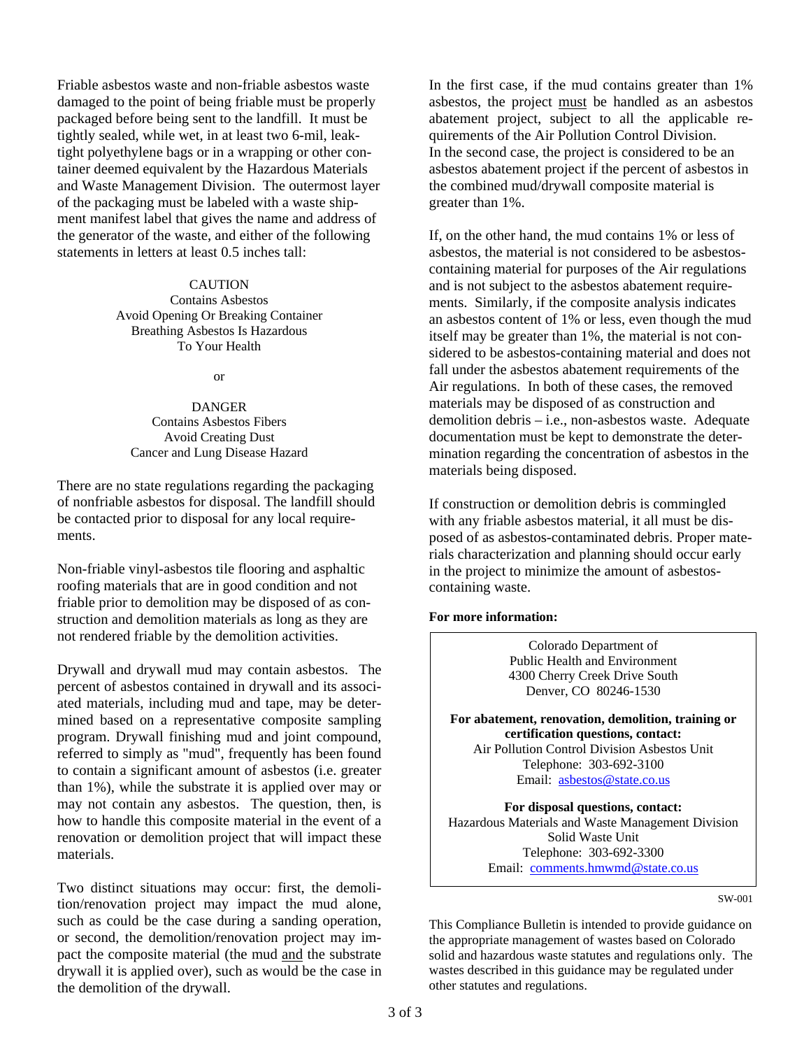Friable asbestos waste and non-friable asbestos waste damaged to the point of being friable must be properly packaged before being sent to the landfill. It must be tightly sealed, while wet, in at least two 6-mil, leak-tight polyethylene bags or in a wrapping or other container deemed equivalent by the Hazardous Materials and Waste Management Division. The outermost layer of the packaging must be labeled with a waste shipment manifest label that gives the name and address of the generator of the waste, and either of the following statements in letters at least 0.5 inches tall:

CAUTION
Contains Asbestos
Avoid Opening Or Breaking Container
Breathing Asbestos Is Hazardous
To Your Health

or

DANGER
Contains Asbestos Fibers
Avoid Creating Dust
Cancer and Lung Disease Hazard

There are no state regulations regarding the packaging of nonfriable asbestos for disposal. The landfill should be contacted prior to disposal for any local requirements.

Non-friable vinyl-asbestos tile flooring and asphaltic roofing materials that are in good condition and not friable prior to demolition may be disposed of as construction and demolition materials as long as they are not rendered friable by the demolition activities.

Drywall and drywall mud may contain asbestos. The percent of asbestos contained in drywall and its associated materials, including mud and tape, may be determined based on a representative composite sampling program. Drywall finishing mud and joint compound, referred to simply as "mud", frequently has been found to contain a significant amount of asbestos (i.e. greater than 1%), while the substrate it is applied over may or may not contain any asbestos. The question, then, is how to handle this composite material in the event of a renovation or demolition project that will impact these materials.

Two distinct situations may occur: first, the demolition/renovation project may impact the mud alone, such as could be the case during a sanding operation, or second, the demolition/renovation project may impact the composite material (the mud <u>and</u> the substrate drywall it is applied over), such as would be the case in the demolition of the drywall.

In the first case, if the mud contains greater than 1% asbestos, the project <u>must</u> be handled as an asbestos abatement project, subject to all the applicable requirements of the Air Pollution Control Division. In the second case, the project is considered to be an asbestos abatement project if the percent of asbestos in the combined mud/drywall composite material is greater than 1%.

If, on the other hand, the mud contains 1% or less of asbestos, the material is not considered to be asbestos-containing material for purposes of the Air regulations and is not subject to the asbestos abatement requirements. Similarly, if the composite analysis indicates an asbestos content of 1% or less, even though the mud itself may be greater than 1%, the material is not considered to be asbestos-containing material and does not fall under the asbestos abatement requirements of the Air regulations. In both of these cases, the removed materials may be disposed of as construction and demolition debris – i.e., non-asbestos waste. Adequate documentation must be kept to demonstrate the determination regarding the concentration of asbestos in the materials being disposed.

If construction or demolition debris is commingled with any friable asbestos material, it all must be disposed of as asbestos-contaminated debris. Proper materials characterization and planning should occur early in the project to minimize the amount of asbestos-containing waste.

**For more information:**

Colorado Department of
Public Health and Environment
4300 Cherry Creek Drive South
Denver, CO 80246-1530

**For abatement, renovation, demolition, training or certification questions, contact:**
Air Pollution Control Division Asbestos Unit
Telephone: 303-692-3100
Email: asbestos@state.co.us

**For disposal questions, contact:**
Hazardous Materials and Waste Management Division
Solid Waste Unit
Telephone: 303-692-3300
Email: comments.hmwmd@state.co.us

SW-001

This Compliance Bulletin is intended to provide guidance on the appropriate management of wastes based on Colorado solid and hazardous waste statutes and regulations only. The wastes described in this guidance may be regulated under other statutes and regulations.